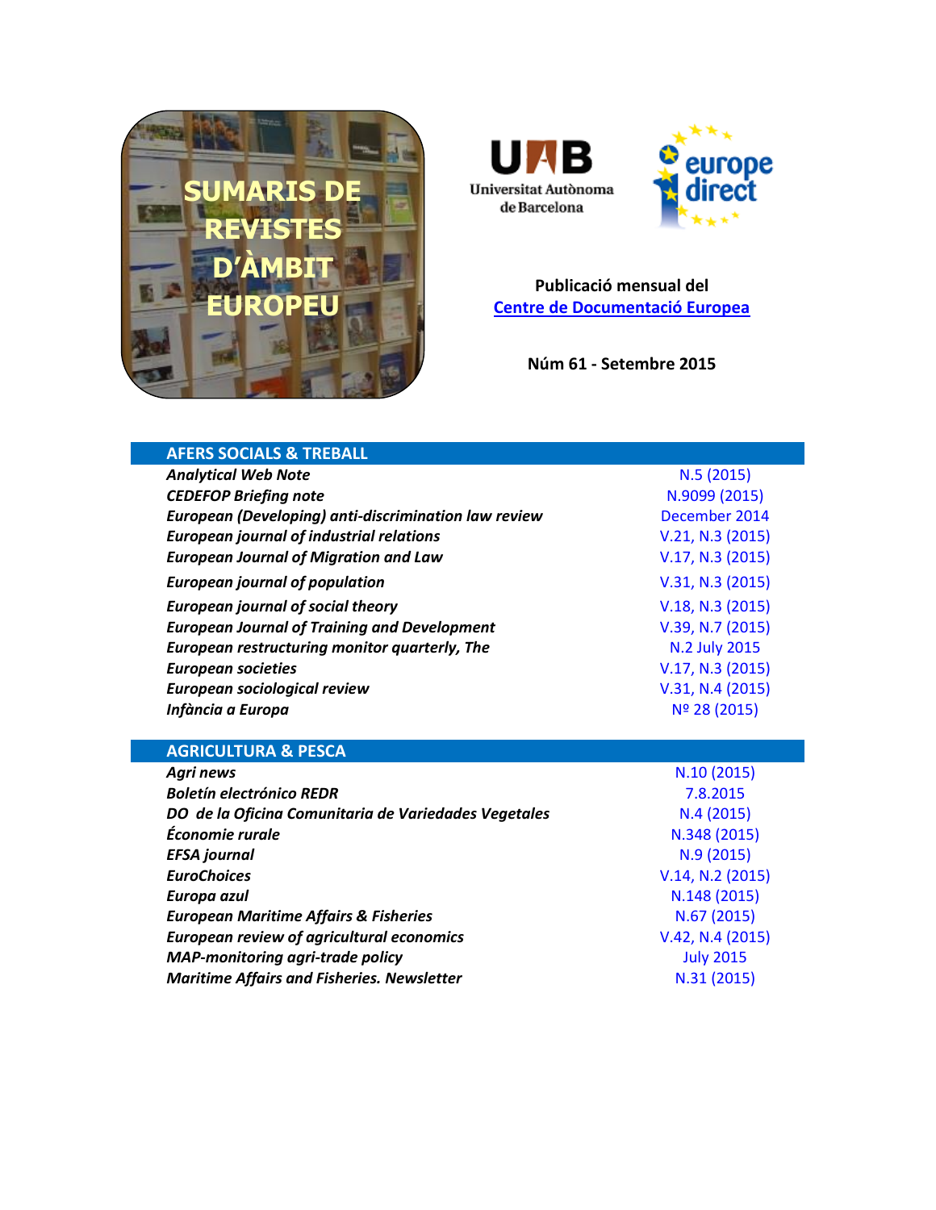# SUMARIS DE REVISTES D'ÀMBIT EUROPEU

Universitat Autònoma de Barcelona

europe direct

**Publicació mensual del**
**Centre de Documentació Europea**

**Núm 61 - Setembre 2015**

## AFERS SOCIALS & TREBALL

| | |
|---|---|
| ***Analytical Web Note*** | N.5 (2015) |
| ***CEDEFOP Briefing note*** | N.9099 (2015) |
| ***European (Developing) anti-discrimination law review*** | December 2014 |
| ***European journal of industrial relations*** | V.21, N.3 (2015) |
| ***European Journal of Migration and Law*** | V.17, N.3 (2015) |
| ***European journal of population*** | V.31, N.3 (2015) |
| ***European journal of social theory*** | V.18, N.3 (2015) |
| ***European Journal of Training and Development*** | V.39, N.7 (2015) |
| ***European restructuring monitor quarterly, The*** | N.2 July 2015 |
| ***European societies*** | V.17, N.3 (2015) |
| ***European sociological review*** | V.31, N.4 (2015) |
| ***Infància a Europa*** | Nº 28 (2015) |

## AGRICULTURA & PESCA

| | |
|---|---|
| ***Agri news*** | N.10 (2015) |
| ***Boletín electrónico REDR*** | 7.8.2015 |
| ***DO de la Oficina Comunitaria de Variedades Vegetales*** | N.4 (2015) |
| ***Économie rurale*** | N.348 (2015) |
| ***EFSA journal*** | N.9 (2015) |
| ***EuroChoices*** | V.14, N.2 (2015) |
| ***Europa azul*** | N.148 (2015) |
| ***European Maritime Affairs & Fisheries*** | N.67 (2015) |
| ***European review of agricultural economics*** | V.42, N.4 (2015) |
| ***MAP-monitoring agri-trade policy*** | July 2015 |
| ***Maritime Affairs and Fisheries. Newsletter*** | N.31 (2015) |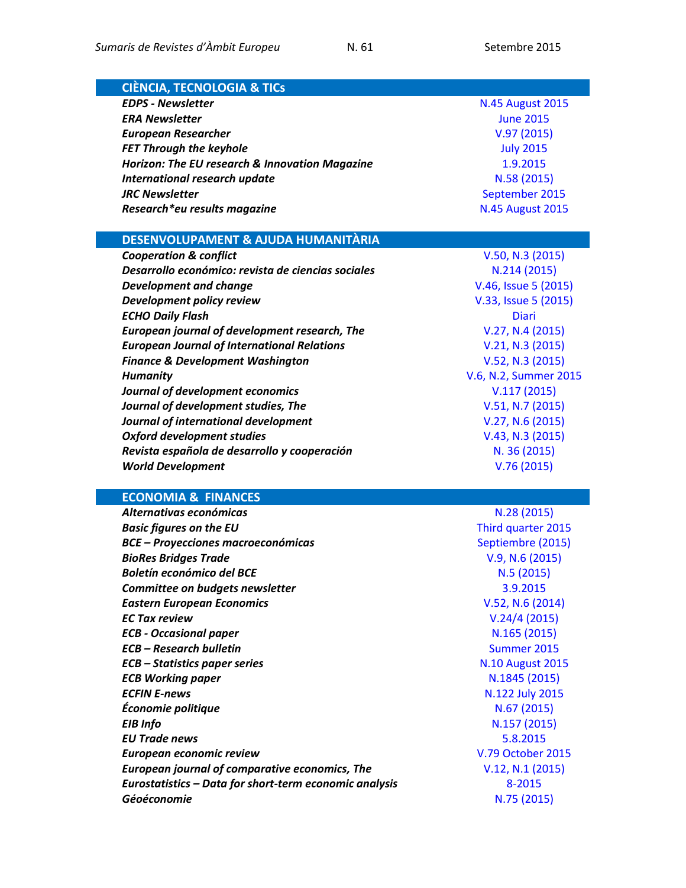## CIÈNCIA, TECNOLOGIA & TICs

| | |
|---|---|
| ***EDPS - Newsletter*** | N.45 August 2015 |
| ***ERA Newsletter*** | June 2015 |
| ***European Researcher*** | V.97 (2015) |
| ***FET Through the keyhole*** | July 2015 |
| ***Horizon: The EU research & Innovation Magazine*** | 1.9.2015 |
| ***International research update*** | N.58 (2015) |
| ***JRC Newsletter*** | September 2015 |
| ***Research*eu results magazine*** | N.45 August 2015 |

## DESENVOLUPAMENT & AJUDA HUMANITÀRIA

| | |
|---|---|
| ***Cooperation & conflict*** | V.50, N.3 (2015) |
| ***Desarrollo económico: revista de ciencias sociales*** | N.214 (2015) |
| ***Development and change*** | V.46, Issue 5 (2015) |
| ***Development policy review*** | V.33, Issue 5 (2015) |
| ***ECHO Daily Flash*** | Diari |
| ***European journal of development research, The*** | V.27, N.4 (2015) |
| ***European Journal of International Relations*** | V.21, N.3 (2015) |
| ***Finance & Development Washington*** | V.52, N.3 (2015) |
| ***Humanity*** | V.6, N.2, Summer 2015 |
| ***Journal of development economics*** | V.117 (2015) |
| ***Journal of development studies, The*** | V.51, N.7 (2015) |
| ***Journal of international development*** | V.27, N.6 (2015) |
| ***Oxford development studies*** | V.43, N.3 (2015) |
| ***Revista española de desarrollo y cooperación*** | N. 36 (2015) |
| ***World Development*** | V.76 (2015) |

## ECONOMIA & FINANCES

| | |
|---|---|
| ***Alternativas económicas*** | N.28 (2015) |
| ***Basic figures on the EU*** | Third quarter 2015 |
| ***BCE – Proyecciones macroeconómicas*** | Septiembre (2015) |
| ***BioRes Bridges Trade*** | V.9, N.6 (2015) |
| ***Boletín económico del BCE*** | N.5 (2015) |
| ***Committee on budgets newsletter*** | 3.9.2015 |
| ***Eastern European Economics*** | V.52, N.6 (2014) |
| ***EC Tax review*** | V.24/4 (2015) |
| ***ECB - Occasional paper*** | N.165 (2015) |
| ***ECB – Research bulletin*** | Summer 2015 |
| ***ECB – Statistics paper series*** | N.10 August 2015 |
| ***ECB Working paper*** | N.1845 (2015) |
| ***ECFIN E-news*** | N.122 July 2015 |
| ***Économie politique*** | N.67 (2015) |
| ***EIB Info*** | N.157 (2015) |
| ***EU Trade news*** | 5.8.2015 |
| ***European economic review*** | V.79 October 2015 |
| ***European journal of comparative economics, The*** | V.12, N.1 (2015) |
| ***Eurostatistics – Data for short-term economic analysis*** | 8-2015 |
| ***Géoéconomie*** | N.75 (2015) |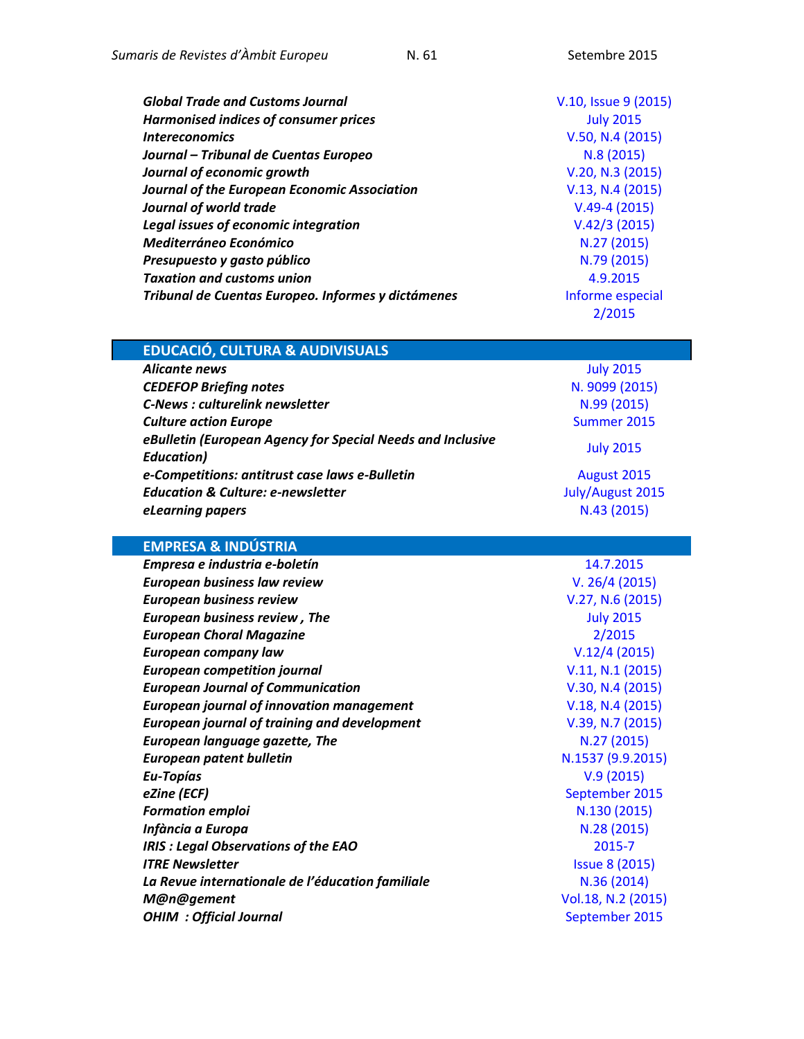| | |
|---|---|
| ***Global Trade and Customs Journal*** | V.10, Issue 9 (2015) |
| ***Harmonised indices of consumer prices*** | July 2015 |
| ***Intereconomics*** | V.50, N.4 (2015) |
| ***Journal – Tribunal de Cuentas Europeo*** | N.8 (2015) |
| ***Journal of economic growth*** | V.20, N.3 (2015) |
| ***Journal of the European Economic Association*** | V.13, N.4 (2015) |
| ***Journal of world trade*** | V.49-4 (2015) |
| ***Legal issues of economic integration*** | V.42/3 (2015) |
| ***Mediterráneo Económico*** | N.27 (2015) |
| ***Presupuesto y gasto público*** | N.79 (2015) |
| ***Taxation and customs union*** | 4.9.2015 |
| ***Tribunal de Cuentas Europeo. Informes y dictámenes*** | Informe especial 2/2015 |

## EDUCACIÓ, CULTURA & AUDIVISUALS

| | |
|---|---|
| ***Alicante news*** | July 2015 |
| ***CEDEFOP Briefing notes*** | N. 9099 (2015) |
| ***C-News : culturelink newsletter*** | N.99 (2015) |
| ***Culture action Europe*** | Summer 2015 |
| ***eBulletin (European Agency for Special Needs and Inclusive Education)*** | July 2015 |
| ***e-Competitions: antitrust case laws e-Bulletin*** | August 2015 |
| ***Education & Culture: e-newsletter*** | July/August 2015 |
| ***eLearning papers*** | N.43 (2015) |

## EMPRESA & INDÚSTRIA

| | |
|---|---|
| ***Empresa e industria e-boletín*** | 14.7.2015 |
| ***European business law review*** | V. 26/4 (2015) |
| ***European business review*** | V.27, N.6 (2015) |
| ***European business review , The*** | July 2015 |
| ***European Choral Magazine*** | 2/2015 |
| ***European company law*** | V.12/4 (2015) |
| ***European competition journal*** | V.11, N.1 (2015) |
| ***European Journal of Communication*** | V.30, N.4 (2015) |
| ***European journal of innovation management*** | V.18, N.4 (2015) |
| ***European journal of training and development*** | V.39, N.7 (2015) |
| ***European language gazette, The*** | N.27 (2015) |
| ***European patent bulletin*** | N.1537 (9.9.2015) |
| ***Eu-Topías*** | V.9 (2015) |
| ***eZine (ECF)*** | September 2015 |
| ***Formation emploi*** | N.130 (2015) |
| ***Infància a Europa*** | N.28 (2015) |
| ***IRIS : Legal Observations of the EAO*** | 2015-7 |
| ***ITRE Newsletter*** | Issue 8 (2015) |
| ***La Revue internationale de l'éducation familiale*** | N.36 (2014) |
| ***M@n@gement*** | Vol.18, N.2 (2015) |
| ***OHIM : Official Journal*** | September 2015 |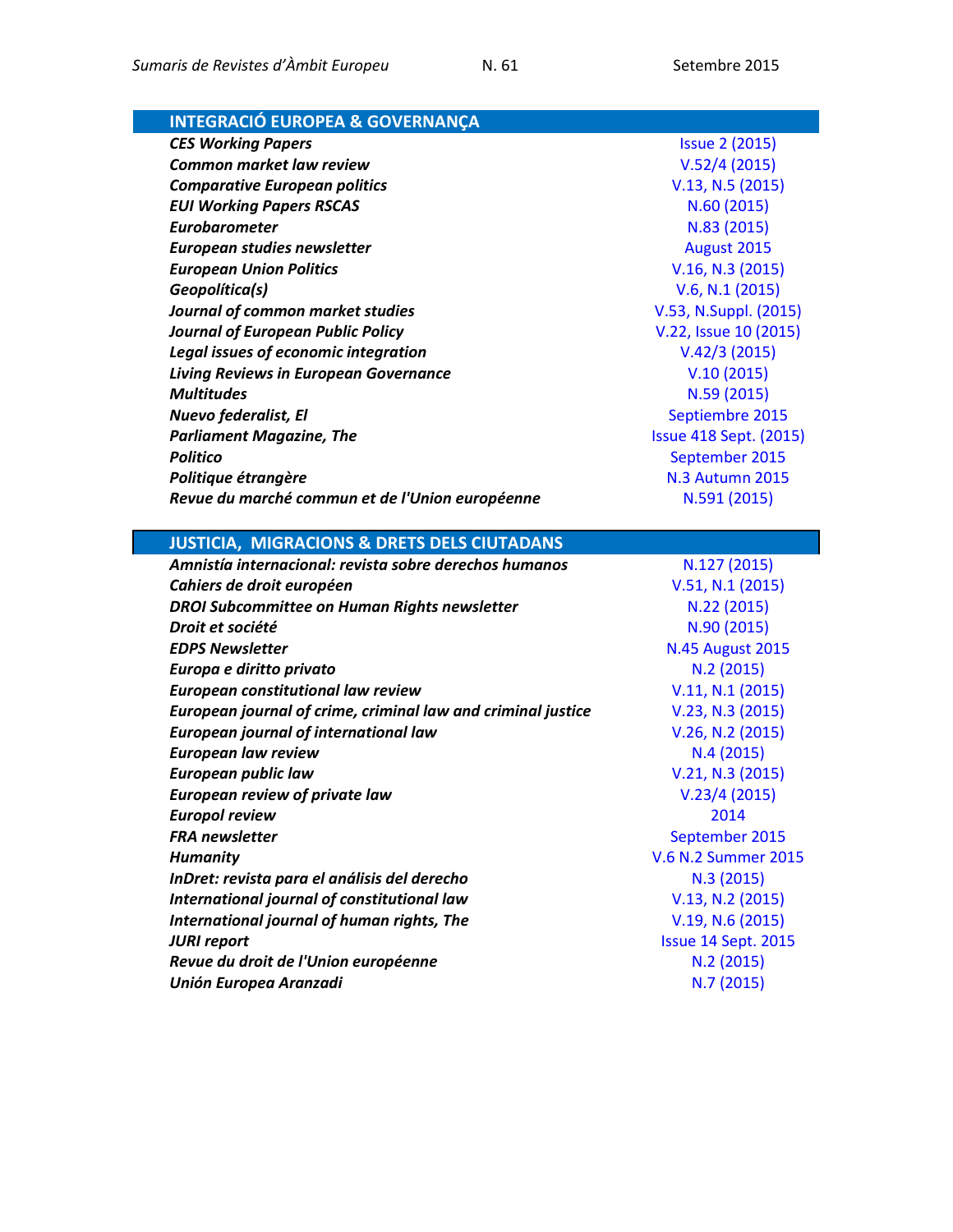## INTEGRACIÓ EUROPEA & GOVERNANÇA

| | |
|---|---|
| ***CES Working Papers*** | Issue 2 (2015) |
| ***Common market law review*** | V.52/4 (2015) |
| ***Comparative European politics*** | V.13, N.5 (2015) |
| ***EUI Working Papers RSCAS*** | N.60 (2015) |
| ***Eurobarometer*** | N.83 (2015) |
| ***European studies newsletter*** | August 2015 |
| ***European Union Politics*** | V.16, N.3 (2015) |
| ***Geopolítica(s)*** | V.6, N.1 (2015) |
| ***Journal of common market studies*** | V.53, N.Suppl. (2015) |
| ***Journal of European Public Policy*** | V.22, Issue 10 (2015) |
| ***Legal issues of economic integration*** | V.42/3 (2015) |
| ***Living Reviews in European Governance*** | V.10 (2015) |
| ***Multitudes*** | N.59 (2015) |
| ***Nuevo federalist, El*** | Septiembre 2015 |
| ***Parliament Magazine, The*** | Issue 418 Sept. (2015) |
| ***Politico*** | September 2015 |
| ***Politique étrangère*** | N.3 Autumn 2015 |
| ***Revue du marché commun et de l'Union européenne*** | N.591 (2015) |

## JUSTICIA, MIGRACIONS & DRETS DELS CIUTADANS

| | |
|---|---|
| ***Amnistía internacional: revista sobre derechos humanos*** | N.127 (2015) |
| ***Cahiers de droit européen*** | V.51, N.1 (2015) |
| ***DROI Subcommittee on Human Rights newsletter*** | N.22 (2015) |
| ***Droit et société*** | N.90 (2015) |
| ***EDPS Newsletter*** | N.45 August 2015 |
| ***Europa e diritto privato*** | N.2 (2015) |
| ***European constitutional law review*** | V.11, N.1 (2015) |
| ***European journal of crime, criminal law and criminal justice*** | V.23, N.3 (2015) |
| ***European journal of international law*** | V.26, N.2 (2015) |
| ***European law review*** | N.4 (2015) |
| ***European public law*** | V.21, N.3 (2015) |
| ***European review of private law*** | V.23/4 (2015) |
| ***Europol review*** | 2014 |
| ***FRA newsletter*** | September 2015 |
| ***Humanity*** | V.6 N.2 Summer 2015 |
| ***InDret: revista para el análisis del derecho*** | N.3 (2015) |
| ***International journal of constitutional law*** | V.13, N.2 (2015) |
| ***International journal of human rights, The*** | V.19, N.6 (2015) |
| ***JURI report*** | Issue 14 Sept. 2015 |
| ***Revue du droit de l'Union européenne*** | N.2 (2015) |
| ***Unión Europea Aranzadi*** | N.7 (2015) |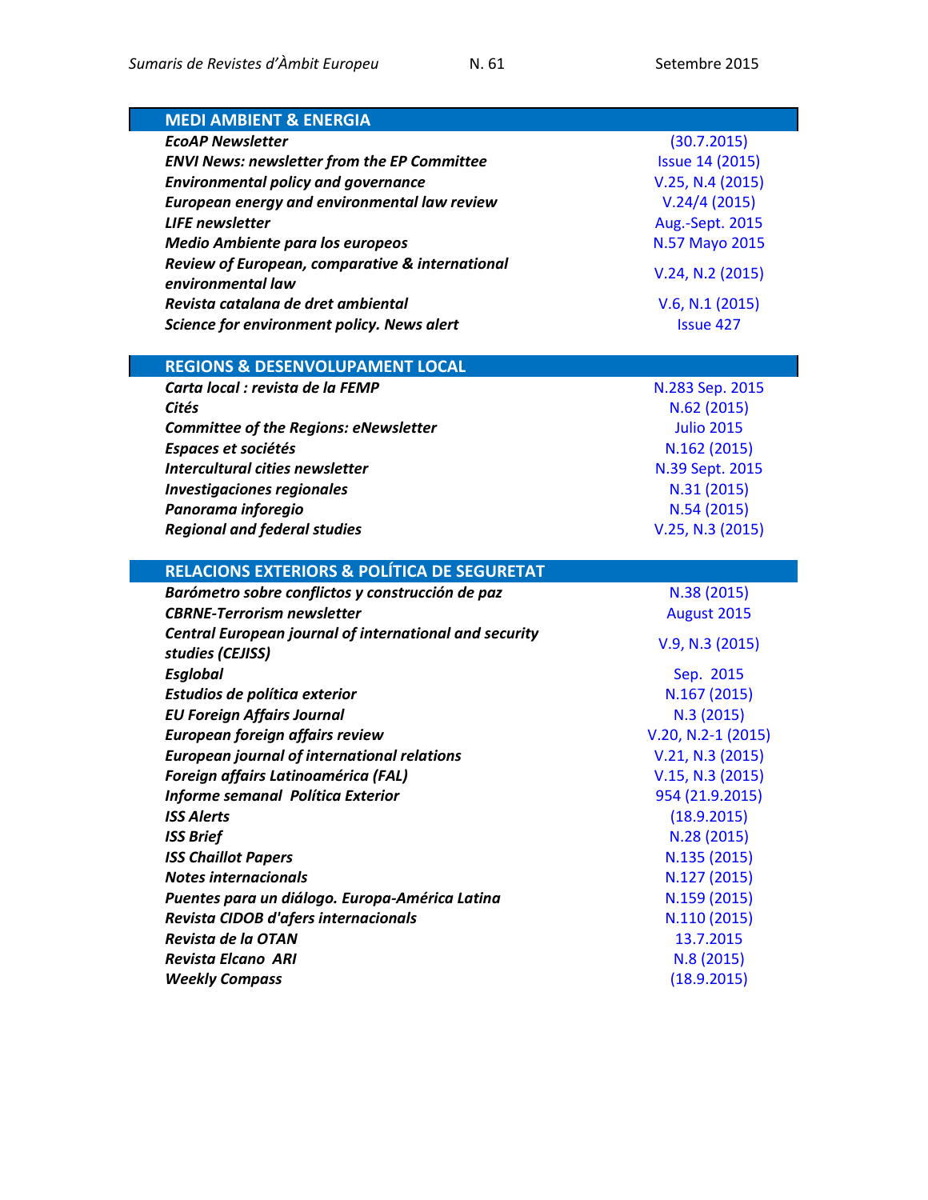| MEDI AMBIENT & ENERGIA | |
|---|---|
| ***EcoAP Newsletter*** | (30.7.2015) |
| ***ENVI News: newsletter from the EP Committee*** | Issue 14 (2015) |
| ***Environmental policy and governance*** | V.25, N.4 (2015) |
| ***European energy and environmental law review*** | V.24/4 (2015) |
| ***LIFE newsletter*** | Aug.-Sept. 2015 |
| ***Medio Ambiente para los europeos*** | N.57 Mayo 2015 |
| ***Review of European, comparative & international environmental law*** | V.24, N.2 (2015) |
| ***Revista catalana de dret ambiental*** | V.6, N.1 (2015) |
| ***Science for environment policy. News alert*** | Issue 427 |

| REGIONS & DESENVOLUPAMENT LOCAL | |
|---|---|
| ***Carta local : revista de la FEMP*** | N.283 Sep. 2015 |
| ***Cités*** | N.62 (2015) |
| ***Committee of the Regions: eNewsletter*** | Julio 2015 |
| ***Espaces et sociétés*** | N.162 (2015) |
| ***Intercultural cities newsletter*** | N.39 Sept. 2015 |
| ***Investigaciones regionales*** | N.31 (2015) |
| ***Panorama inforegio*** | N.54 (2015) |
| ***Regional and federal studies*** | V.25, N.3 (2015) |

| RELACIONS EXTERIORS & POLÍTICA DE SEGURETAT | |
|---|---|
| ***Barómetro sobre conflictos y construcción de paz*** | N.38 (2015) |
| ***CBRNE-Terrorism newsletter*** | August 2015 |
| ***Central European journal of international and security studies (CEJISS)*** | V.9, N.3 (2015) |
| ***Esglobal*** | Sep. 2015 |
| ***Estudios de política exterior*** | N.167 (2015) |
| ***EU Foreign Affairs Journal*** | N.3 (2015) |
| ***European foreign affairs review*** | V.20, N.2-1 (2015) |
| ***European journal of international relations*** | V.21, N.3 (2015) |
| ***Foreign affairs Latinoamérica (FAL)*** | V.15, N.3 (2015) |
| ***Informe semanal Política Exterior*** | 954 (21.9.2015) |
| ***ISS Alerts*** | (18.9.2015) |
| ***ISS Brief*** | N.28 (2015) |
| ***ISS Chaillot Papers*** | N.135 (2015) |
| ***Notes internacionals*** | N.127 (2015) |
| ***Puentes para un diálogo. Europa-América Latina*** | N.159 (2015) |
| ***Revista CIDOB d'afers internacionals*** | N.110 (2015) |
| ***Revista de la OTAN*** | 13.7.2015 |
| ***Revista Elcano ARI*** | N.8 (2015) |
| ***Weekly Compass*** | (18.9.2015) |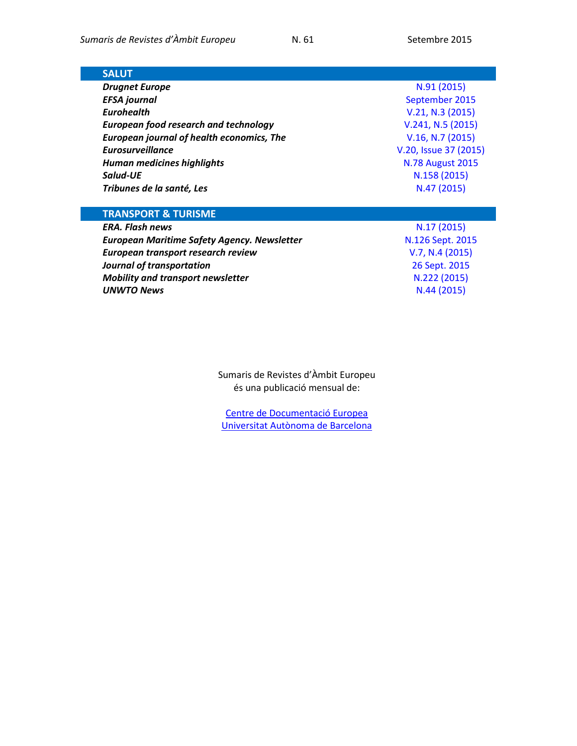| SALUT | |
| --- | --- |
| ***Drugnet Europe*** | N.91 (2015) |
| ***EFSA journal*** | September 2015 |
| ***Eurohealth*** | V.21, N.3 (2015) |
| ***European food research and technology*** | V.241, N.5 (2015) |
| ***European journal of health economics, The*** | V.16, N.7 (2015) |
| ***Eurosurveillance*** | V.20, Issue 37 (2015) |
| ***Human medicines highlights*** | N.78 August 2015 |
| ***Salud-UE*** | N.158 (2015) |
| ***Tribunes de la santé, Les*** | N.47 (2015) |

| TRANSPORT & TURISME | |
| --- | --- |
| ***ERA. Flash news*** | N.17 (2015) |
| ***European Maritime Safety Agency. Newsletter*** | N.126 Sept. 2015 |
| ***European transport research review*** | V.7, N.4 (2015) |
| ***Journal of transportation*** | 26 Sept. 2015 |
| ***Mobility and transport newsletter*** | N.222 (2015) |
| ***UNWTO News*** | N.44 (2015) |

Sumaris de Revistes d'Àmbit Europeu
és una publicació mensual de:

Centre de Documentació Europea
Universitat Autònoma de Barcelona